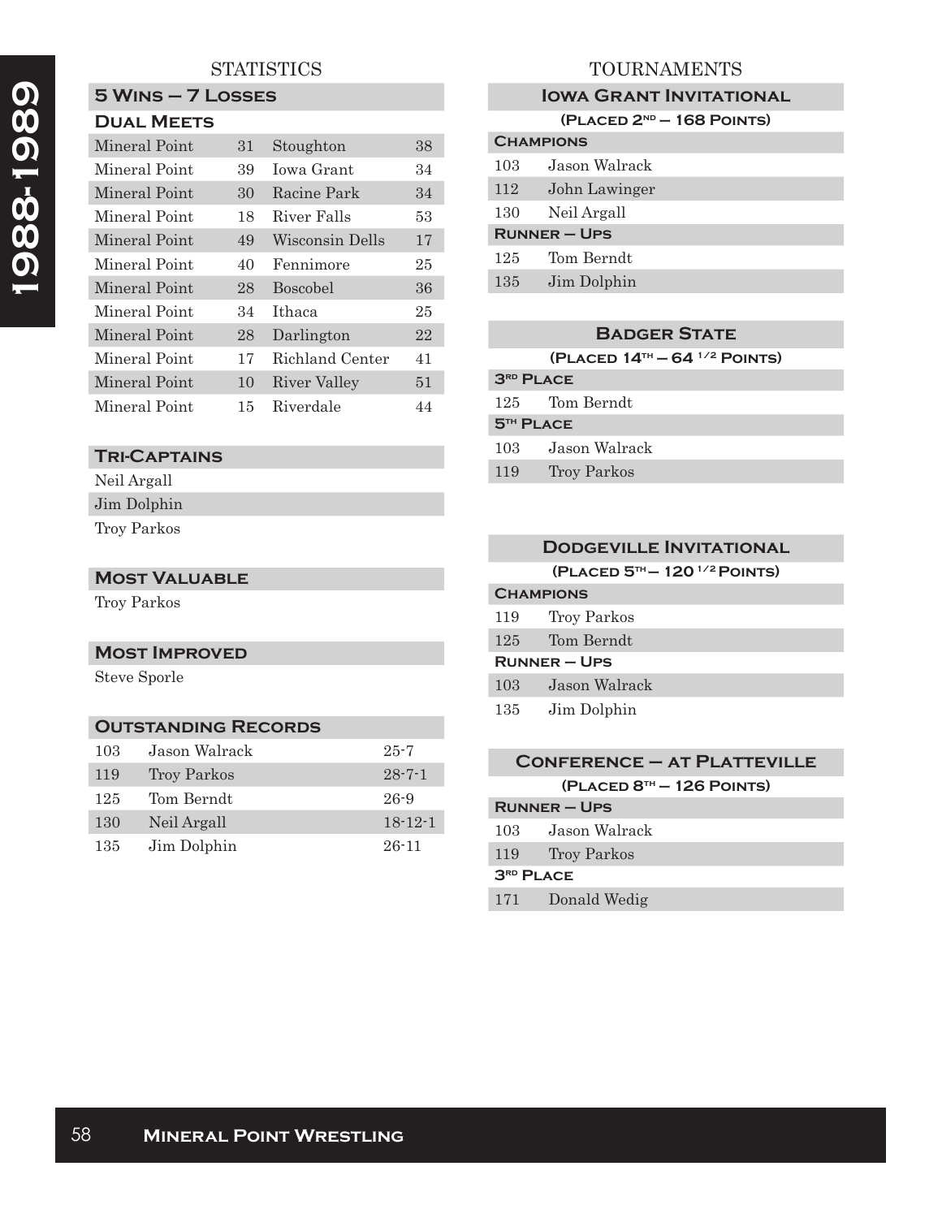# 1988-1989

## STATISTICS

### 5 Wins – 7 Losses

#### Dual Meets

| | | | |
|---|---|---|---|
| Mineral Point | 31 | Stoughton | 38 |
| Mineral Point | 39 | Iowa Grant | 34 |
| Mineral Point | 30 | Racine Park | 34 |
| Mineral Point | 18 | River Falls | 53 |
| Mineral Point | 49 | Wisconsin Dells | 17 |
| Mineral Point | 40 | Fennimore | 25 |
| Mineral Point | 28 | Boscobel | 36 |
| Mineral Point | 34 | Ithaca | 25 |
| Mineral Point | 28 | Darlington | 22 |
| Mineral Point | 17 | Richland Center | 41 |
| Mineral Point | 10 | River Valley | 51 |
| Mineral Point | 15 | Riverdale | 44 |

### Tri-Captains

Neil Argall
Jim Dolphin
Troy Parkos

### Most Valuable

Troy Parkos

### Most Improved

Steve Sporle

### Outstanding Records

| | | |
|---|---|---|
| 103 | Jason Walrack | 25-7 |
| 119 | Troy Parkos | 28-7-1 |
| 125 | Tom Berndt | 26-9 |
| 130 | Neil Argall | 18-12-1 |
| 135 | Jim Dolphin | 26-11 |

## TOURNAMENTS

### Iowa Grant Invitational

(Placed 2nd – 168 Points)

**Champions**

| | |
|---|---|
| 103 | Jason Walrack |
| 112 | John Lawinger |
| 130 | Neil Argall |

**Runner – Ups**

| | |
|---|---|
| 125 | Tom Berndt |
| 135 | Jim Dolphin |

### Badger State

(Placed 14th – 64 1/2 Points)

**3rd Place**

| | |
|---|---|
| 125 | Tom Berndt |

**5th Place**

| | |
|---|---|
| 103 | Jason Walrack |
| 119 | Troy Parkos |

### Dodgeville Invitational

(Placed 5th – 120 1/2 Points)

**Champions**

| | |
|---|---|
| 119 | Troy Parkos |
| 125 | Tom Berndt |

**Runner – Ups**

| | |
|---|---|
| 103 | Jason Walrack |
| 135 | Jim Dolphin |

### Conference – at Platteville

(Placed 8th – 126 Points)

**Runner – Ups**

| | |
|---|---|
| 103 | Jason Walrack |
| 119 | Troy Parkos |

**3rd Place**

| | |
|---|---|
| 171 | Donald Wedig |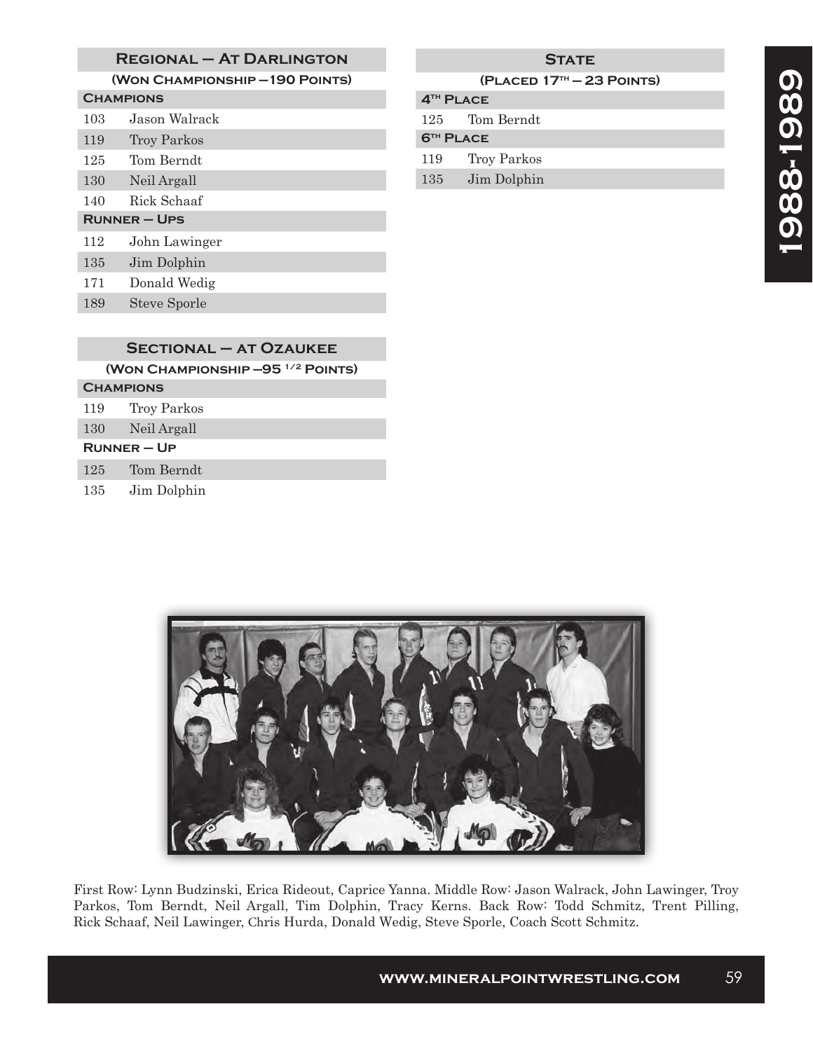## Regional – At Darlington

**(Won Championship – 190 Points)**

| | |
|---|---|
| **Champions** | |
| 103 | Jason Walrack |
| 119 | Troy Parkos |
| 125 | Tom Berndt |
| 130 | Neil Argall |
| 140 | Rick Schaaf |
| **Runner – Ups** | |
| 112 | John Lawinger |
| 135 | Jim Dolphin |
| 171 | Donald Wedig |
| 189 | Steve Sporle |

## Sectional – at Ozaukee

**(Won Championship – 95 1/2 Points)**

| | |
|---|---|
| **Champions** | |
| 119 | Troy Parkos |
| 130 | Neil Argall |
| **Runner – Up** | |
| 125 | Tom Berndt |
| 135 | Jim Dolphin |

## State

**(Placed 17th – 23 Points)**

| | |
|---|---|
| **4th Place** | |
| 125 | Tom Berndt |
| **6th Place** | |
| 119 | Troy Parkos |
| 135 | Jim Dolphin |

# 1988-1989

First Row: Lynn Budzinski, Erica Rideout, Caprice Yanna. Middle Row: Jason Walrack, John Lawinger, Troy Parkos, Tom Berndt, Neil Argall, Tim Dolphin, Tracy Kerns. Back Row: Todd Schmitz, Trent Pilling, Rick Schaaf, Neil Lawinger, Chris Hurda, Donald Wedig, Steve Sporle, Coach Scott Schmitz.